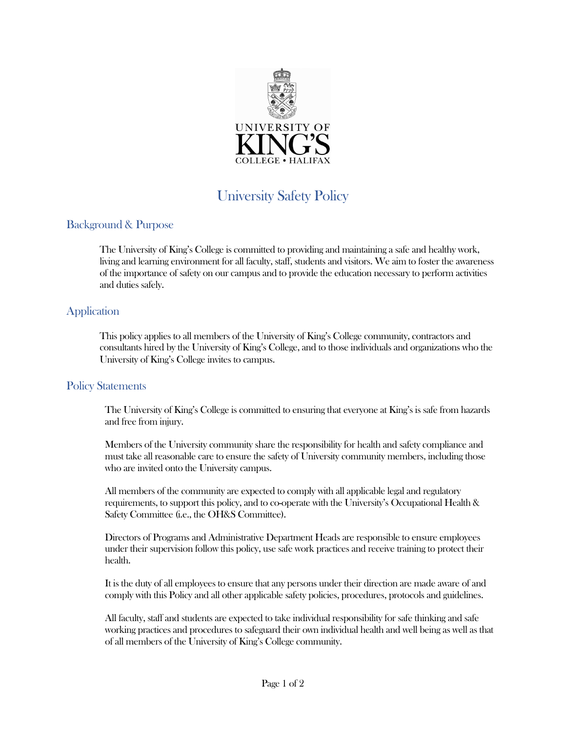# University Safety Policy

## Background & Purpose

The University of King's College is committed to providing and maintaining a safe and healthy work, living and learning environment for all faculty, staff, students and visitors. We aim to foster the awareness of the importance of safety on our campus and to provide the education necessary to perform activities and duties safely.

## Application

This policy applies to all members of the University of King's College community, contractors and consultants hired by the University of King's College, and to those individuals and organizations who the University of King's College invites to campus.

## Policy Statements

The University of King's College is committed to ensuring that everyone at King's is safe from hazards and free from injury.

Members of the University community share the responsibility for health and safety compliance and must take all reasonable care to ensure the safety of University community members, including those who are invited onto the University campus.

All members of the community are expected to comply with all applicable legal and regulatory requirements, to support this policy, and to co-operate with the University's Occupational Health & Safety Committee (i.e., the OH&S Committee).

Directors of Programs and Administrative Department Heads are responsible to ensure employees under their supervision follow this policy, use safe work practices and receive training to protect their health.

It is the duty of all employees to ensure that any persons under their direction are made aware of and comply with this Policy and all other applicable safety policies, procedures, protocols and guidelines.

All faculty, staff and students are expected to take individual responsibility for safe thinking and safe working practices and procedures to safeguard their own individual health and well being as well as that of all members of the University of King's College community.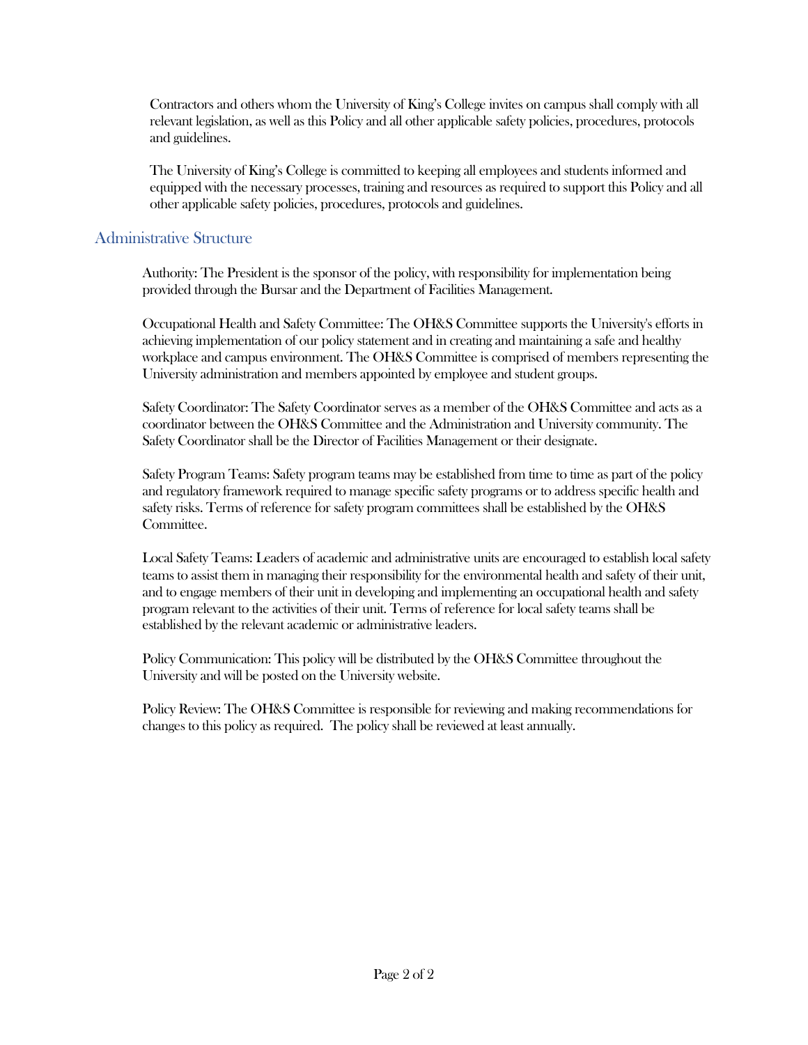Contractors and others whom the University of King's College invites on campus shall comply with all relevant legislation, as well as this Policy and all other applicable safety policies, procedures, protocols and guidelines.

The University of King's College is committed to keeping all employees and students informed and equipped with the necessary processes, training and resources as required to support this Policy and all other applicable safety policies, procedures, protocols and guidelines.

## Administrative Structure

Authority: The President is the sponsor of the policy, with responsibility for implementation being provided through the Bursar and the Department of Facilities Management.

Occupational Health and Safety Committee: The OH&S Committee supports the University's efforts in achieving implementation of our policy statement and in creating and maintaining a safe and healthy workplace and campus environment. The OH&S Committee is comprised of members representing the University administration and members appointed by employee and student groups.

Safety Coordinator: The Safety Coordinator serves as a member of the OH&S Committee and acts as a coordinator between the OH&S Committee and the Administration and University community. The Safety Coordinator shall be the Director of Facilities Management or their designate.

Safety Program Teams: Safety program teams may be established from time to time as part of the policy and regulatory framework required to manage specific safety programs or to address specific health and safety risks. Terms of reference for safety program committees shall be established by the OH&S Committee.

Local Safety Teams: Leaders of academic and administrative units are encouraged to establish local safety teams to assist them in managing their responsibility for the environmental health and safety of their unit, and to engage members of their unit in developing and implementing an occupational health and safety program relevant to the activities of their unit. Terms of reference for local safety teams shall be established by the relevant academic or administrative leaders.

Policy Communication: This policy will be distributed by the OH&S Committee throughout the University and will be posted on the University website.

Policy Review: The OH&S Committee is responsible for reviewing and making recommendations for changes to this policy as required. The policy shall be reviewed at least annually.